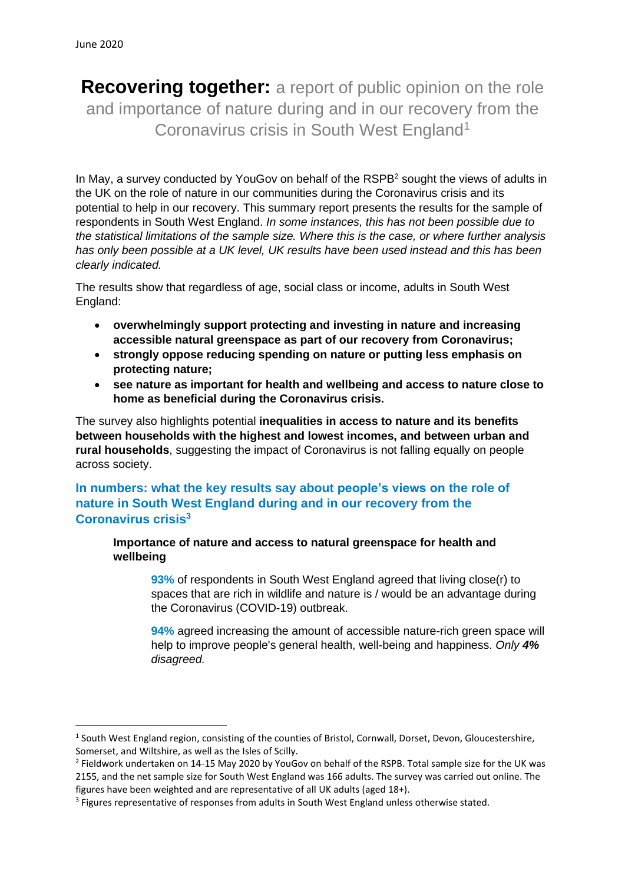June 2020

# **Recovering together:** a report of public opinion on the role and importance of nature during and in our recovery from the Coronavirus crisis in South West England[1]

In May, a survey conducted by YouGov on behalf of the RSPB[2] sought the views of adults in the UK on the role of nature in our communities during the Coronavirus crisis and its potential to help in our recovery. This summary report presents the results for the sample of respondents in South West England. *In some instances, this has not been possible due to the statistical limitations of the sample size. Where this is the case, or where further analysis has only been possible at a UK level, UK results have been used instead and this has been clearly indicated.*

The results show that regardless of age, social class or income, adults in South West England:

- **overwhelmingly support protecting and investing in nature and increasing accessible natural greenspace as part of our recovery from Coronavirus;**
- **strongly oppose reducing spending on nature or putting less emphasis on protecting nature;**
- **see nature as important for health and wellbeing and access to nature close to home as beneficial during the Coronavirus crisis.**

The survey also highlights potential **inequalities in access to nature and its benefits between households with the highest and lowest incomes, and between urban and rural households**, suggesting the impact of Coronavirus is not falling equally on people across society.

## In numbers: what the key results say about people's views on the role of nature in South West England during and in our recovery from the Coronavirus crisis[3]

### Importance of nature and access to natural greenspace for health and wellbeing

**93%** of respondents in South West England agreed that living close(r) to spaces that are rich in wildlife and nature is / would be an advantage during the Coronavirus (COVID-19) outbreak.

**94%** agreed increasing the amount of accessible nature-rich green space will help to improve people's general health, well-being and happiness. *Only **4%** disagreed.*

---

[1] South West England region, consisting of the counties of Bristol, Cornwall, Dorset, Devon, Gloucestershire, Somerset, and Wiltshire, as well as the Isles of Scilly.

[2] Fieldwork undertaken on 14-15 May 2020 by YouGov on behalf of the RSPB. Total sample size for the UK was 2155, and the net sample size for South West England was 166 adults. The survey was carried out online. The figures have been weighted and are representative of all UK adults (aged 18+).

[3] Figures representative of responses from adults in South West England unless otherwise stated.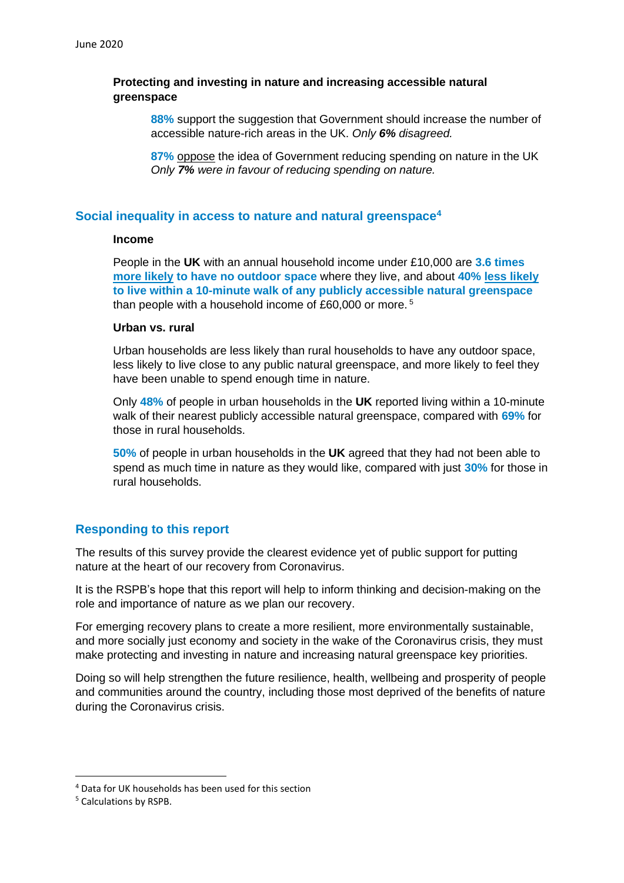**Protecting and investing in nature and increasing accessible natural greenspace**

> **88%** support the suggestion that Government should increase the number of accessible nature-rich areas in the UK. *Only **6%** disagreed.*
>
> **87%** oppose the idea of Government reducing spending on nature in the UK *Only **7%** were in favour of reducing spending on nature.*

## Social inequality in access to nature and natural greenspace[4]

**Income**

People in the **UK** with an annual household income under £10,000 are **3.6 times more likely to have no outdoor space** where they live, and about **40% less likely to live within a 10-minute walk of any publicly accessible natural greenspace** than people with a household income of £60,000 or more.[5]

**Urban vs. rural**

Urban households are less likely than rural households to have any outdoor space, less likely to live close to any public natural greenspace, and more likely to feel they have been unable to spend enough time in nature.

Only **48%** of people in urban households in the **UK** reported living within a 10-minute walk of their nearest publicly accessible natural greenspace, compared with **69%** for those in rural households.

**50%** of people in urban households in the **UK** agreed that they had not been able to spend as much time in nature as they would like, compared with just **30%** for those in rural households.

## Responding to this report

The results of this survey provide the clearest evidence yet of public support for putting nature at the heart of our recovery from Coronavirus.

It is the RSPB's hope that this report will help to inform thinking and decision-making on the role and importance of nature as we plan our recovery.

For emerging recovery plans to create a more resilient, more environmentally sustainable, and more socially just economy and society in the wake of the Coronavirus crisis, they must make protecting and investing in nature and increasing natural greenspace key priorities.

Doing so will help strengthen the future resilience, health, wellbeing and prosperity of people and communities around the country, including those most deprived of the benefits of nature during the Coronavirus crisis.

---

[4] Data for UK households has been used for this section

[5] Calculations by RSPB.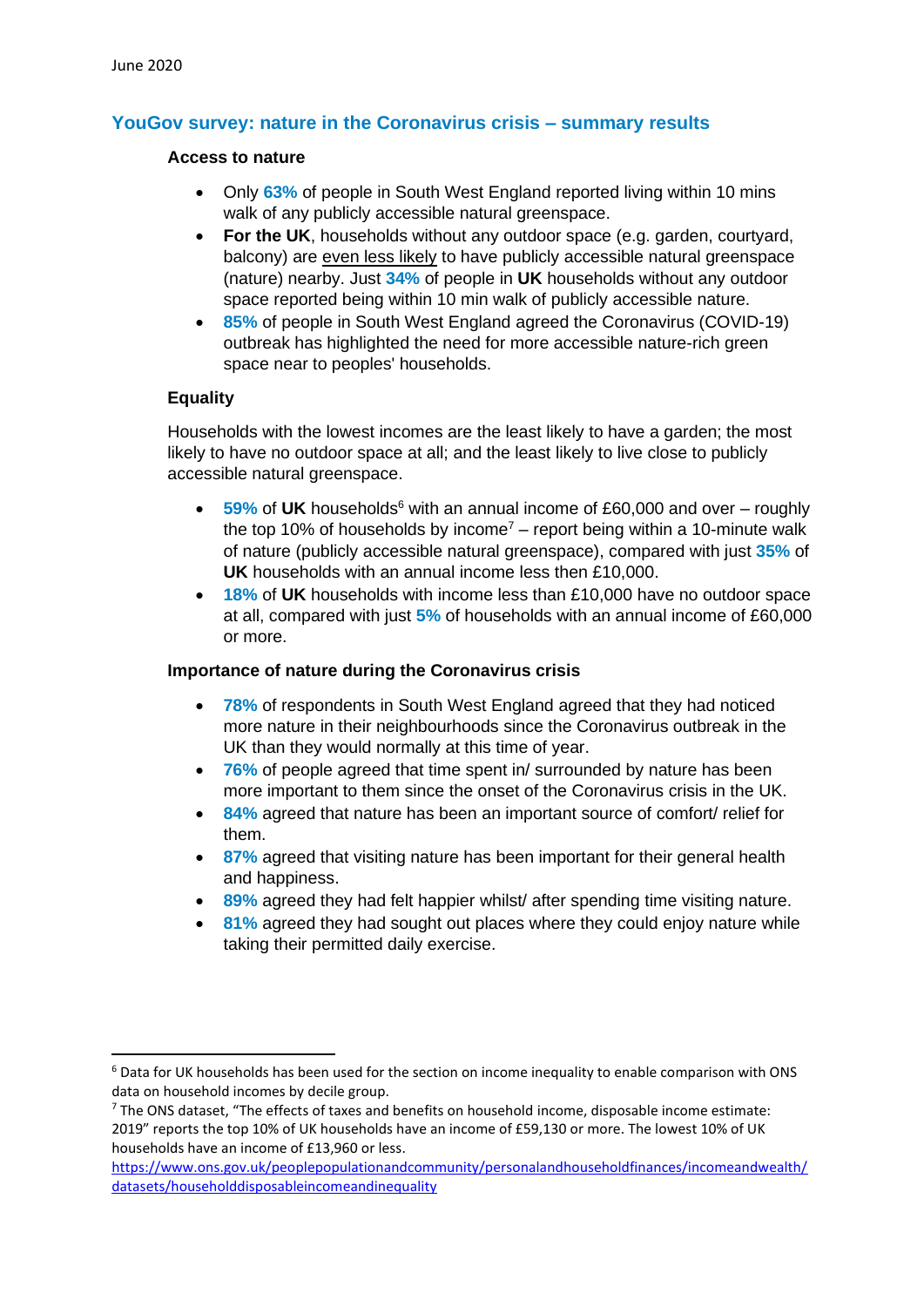June 2020

## YouGov survey: nature in the Coronavirus crisis – summary results

### Access to nature

- Only **63%** of people in South West England reported living within 10 mins walk of any publicly accessible natural greenspace.
- **For the UK**, households without any outdoor space (e.g. garden, courtyard, balcony) are even less likely to have publicly accessible natural greenspace (nature) nearby. Just **34%** of people in **UK** households without any outdoor space reported being within 10 min walk of publicly accessible nature.
- **85%** of people in South West England agreed the Coronavirus (COVID-19) outbreak has highlighted the need for more accessible nature-rich green space near to peoples' households.

### Equality

Households with the lowest incomes are the least likely to have a garden; the most likely to have no outdoor space at all; and the least likely to live close to publicly accessible natural greenspace.

- **59%** of **UK** households[6] with an annual income of £60,000 and over – roughly the top 10% of households by income[7] – report being within a 10-minute walk of nature (publicly accessible natural greenspace), compared with just **35%** of **UK** households with an annual income less then £10,000.
- **18%** of **UK** households with income less than £10,000 have no outdoor space at all, compared with just **5%** of households with an annual income of £60,000 or more.

### Importance of nature during the Coronavirus crisis

- **78%** of respondents in South West England agreed that they had noticed more nature in their neighbourhoods since the Coronavirus outbreak in the UK than they would normally at this time of year.
- **76%** of people agreed that time spent in/ surrounded by nature has been more important to them since the onset of the Coronavirus crisis in the UK.
- **84%** agreed that nature has been an important source of comfort/ relief for them.
- **87%** agreed that visiting nature has been important for their general health and happiness.
- **89%** agreed they had felt happier whilst/ after spending time visiting nature.
- **81%** agreed they had sought out places where they could enjoy nature while taking their permitted daily exercise.

---

[6] Data for UK households has been used for the section on income inequality to enable comparison with ONS data on household incomes by decile group.

[7] The ONS dataset, "The effects of taxes and benefits on household income, disposable income estimate: 2019" reports the top 10% of UK households have an income of £59,130 or more. The lowest 10% of UK households have an income of £13,960 or less. https://www.ons.gov.uk/peoplepopulationandcommunity/personalandhouseholdfinances/incomeandwealth/datasets/householddisposableincomeandinequality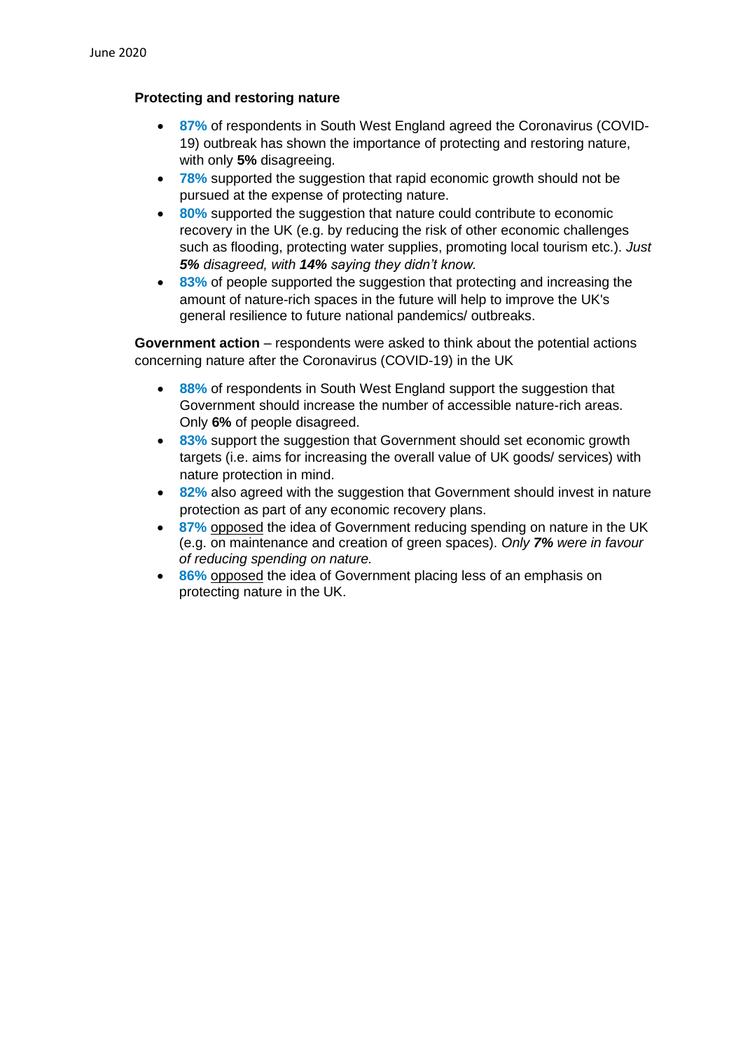**Protecting and restoring nature**

- **87%** of respondents in South West England agreed the Coronavirus (COVID-19) outbreak has shown the importance of protecting and restoring nature, with only **5%** disagreeing.
- **78%** supported the suggestion that rapid economic growth should not be pursued at the expense of protecting nature.
- **80%** supported the suggestion that nature could contribute to economic recovery in the UK (e.g. by reducing the risk of other economic challenges such as flooding, protecting water supplies, promoting local tourism etc.). *Just **5%** disagreed, with **14%** saying they didn't know.*
- **83%** of people supported the suggestion that protecting and increasing the amount of nature-rich spaces in the future will help to improve the UK's general resilience to future national pandemics/ outbreaks.

**Government action** – respondents were asked to think about the potential actions concerning nature after the Coronavirus (COVID-19) in the UK

- **88%** of respondents in South West England support the suggestion that Government should increase the number of accessible nature-rich areas. Only **6%** of people disagreed.
- **83%** support the suggestion that Government should set economic growth targets (i.e. aims for increasing the overall value of UK goods/ services) with nature protection in mind.
- **82%** also agreed with the suggestion that Government should invest in nature protection as part of any economic recovery plans.
- **87%** <u>opposed</u> the idea of Government reducing spending on nature in the UK (e.g. on maintenance and creation of green spaces). *Only **7%** were in favour of reducing spending on nature.*
- **86%** <u>opposed</u> the idea of Government placing less of an emphasis on protecting nature in the UK.